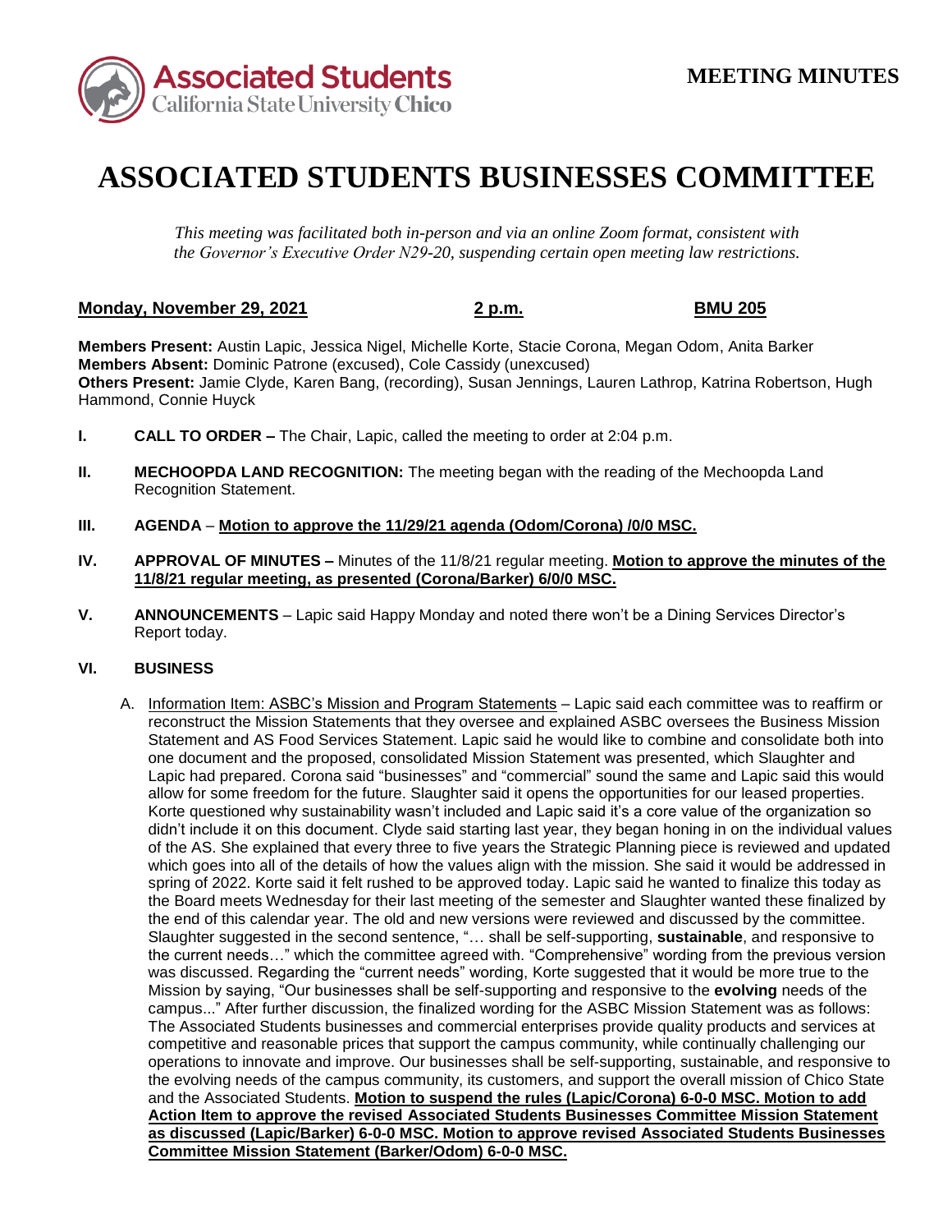**MEETING MINUTES**

# ASSOCIATED STUDENTS BUSINESSES COMMITTEE

*This meeting was facilitated both in-person and via an online Zoom format, consistent with the Governor's Executive Order N29-20, suspending certain open meeting law restrictions.*

**Monday, November 29, 2021** **2 p.m.** **BMU 205**

**Members Present:** Austin Lapic, Jessica Nigel, Michelle Korte, Stacie Corona, Megan Odom, Anita Barker
**Members Absent:** Dominic Patrone (excused), Cole Cassidy (unexcused)
**Others Present:** Jamie Clyde, Karen Bang, (recording), Susan Jennings, Lauren Lathrop, Katrina Robertson, Hugh Hammond, Connie Huyck

**I. CALL TO ORDER –** The Chair, Lapic, called the meeting to order at 2:04 p.m.

**II. MECHOOPDA LAND RECOGNITION:** The meeting began with the reading of the Mechoopda Land Recognition Statement.

**III. AGENDA** – **Motion to approve the 11/29/21 agenda (Odom/Corona) /0/0 MSC.**

**IV. APPROVAL OF MINUTES –** Minutes of the 11/8/21 regular meeting. **Motion to approve the minutes of the 11/8/21 regular meeting, as presented (Corona/Barker) 6/0/0 MSC.**

**V. ANNOUNCEMENTS** – Lapic said Happy Monday and noted there won't be a Dining Services Director's Report today.

**VI. BUSINESS**

A. Information Item: ASBC's Mission and Program Statements – Lapic said each committee was to reaffirm or reconstruct the Mission Statements that they oversee and explained ASBC oversees the Business Mission Statement and AS Food Services Statement. Lapic said he would like to combine and consolidate both into one document and the proposed, consolidated Mission Statement was presented, which Slaughter and Lapic had prepared. Corona said "businesses" and "commercial" sound the same and Lapic said this would allow for some freedom for the future. Slaughter said it opens the opportunities for our leased properties. Korte questioned why sustainability wasn't included and Lapic said it's a core value of the organization so didn't include it on this document. Clyde said starting last year, they began honing in on the individual values of the AS. She explained that every three to five years the Strategic Planning piece is reviewed and updated which goes into all of the details of how the values align with the mission. She said it would be addressed in spring of 2022. Korte said it felt rushed to be approved today. Lapic said he wanted to finalize this today as the Board meets Wednesday for their last meeting of the semester and Slaughter wanted these finalized by the end of this calendar year. The old and new versions were reviewed and discussed by the committee. Slaughter suggested in the second sentence, "… shall be self-supporting, **sustainable**, and responsive to the current needs…" which the committee agreed with. "Comprehensive" wording from the previous version was discussed. Regarding the "current needs" wording, Korte suggested that it would be more true to the Mission by saying, "Our businesses shall be self-supporting and responsive to the **evolving** needs of the campus..." After further discussion, the finalized wording for the ASBC Mission Statement was as follows: The Associated Students businesses and commercial enterprises provide quality products and services at competitive and reasonable prices that support the campus community, while continually challenging our operations to innovate and improve. Our businesses shall be self-supporting, sustainable, and responsive to the evolving needs of the campus community, its customers, and support the overall mission of Chico State and the Associated Students. **Motion to suspend the rules (Lapic/Corona) 6-0-0 MSC. Motion to add Action Item to approve the revised Associated Students Businesses Committee Mission Statement as discussed (Lapic/Barker) 6-0-0 MSC. Motion to approve revised Associated Students Businesses Committee Mission Statement (Barker/Odom) 6-0-0 MSC.**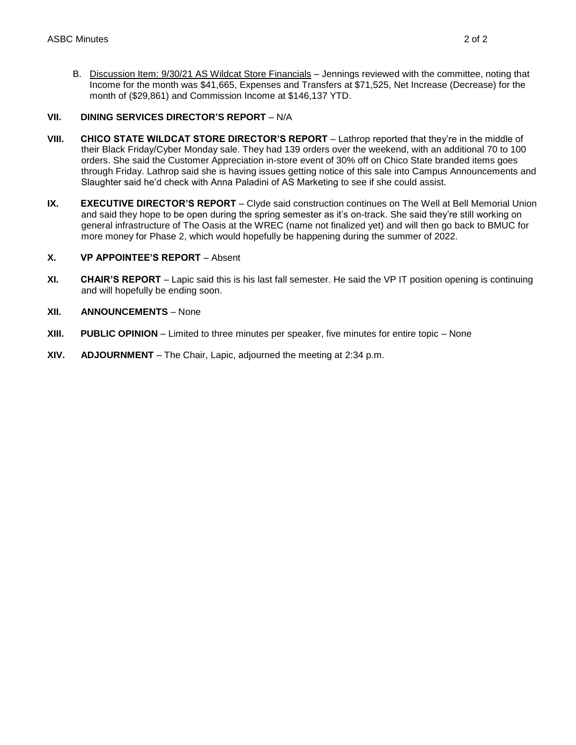B. Discussion Item: 9/30/21 AS Wildcat Store Financials – Jennings reviewed with the committee, noting that Income for the month was $41,665, Expenses and Transfers at $71,525, Net Increase (Decrease) for the month of ($29,861) and Commission Income at $146,137 YTD.

**VII. DINING SERVICES DIRECTOR'S REPORT** – N/A

**VIII. CHICO STATE WILDCAT STORE DIRECTOR'S REPORT** – Lathrop reported that they're in the middle of their Black Friday/Cyber Monday sale. They had 139 orders over the weekend, with an additional 70 to 100 orders. She said the Customer Appreciation in-store event of 30% off on Chico State branded items goes through Friday. Lathrop said she is having issues getting notice of this sale into Campus Announcements and Slaughter said he'd check with Anna Paladini of AS Marketing to see if she could assist.

**IX. EXECUTIVE DIRECTOR'S REPORT** – Clyde said construction continues on The Well at Bell Memorial Union and said they hope to be open during the spring semester as it's on-track. She said they're still working on general infrastructure of The Oasis at the WREC (name not finalized yet) and will then go back to BMUC for more money for Phase 2, which would hopefully be happening during the summer of 2022.

**X. VP APPOINTEE'S REPORT** – Absent

**XI. CHAIR'S REPORT** – Lapic said this is his last fall semester. He said the VP IT position opening is continuing and will hopefully be ending soon.

**XII. ANNOUNCEMENTS** – None

**XIII. PUBLIC OPINION** – Limited to three minutes per speaker, five minutes for entire topic – None

**XIV. ADJOURNMENT** – The Chair, Lapic, adjourned the meeting at 2:34 p.m.